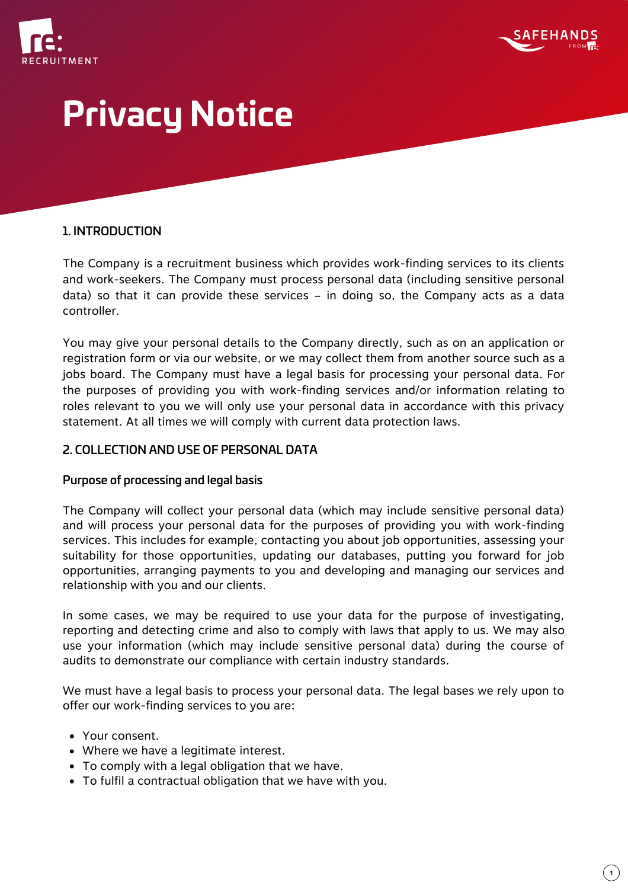# Privacy Notice

## 1. INTRODUCTION

The Company is a recruitment business which provides work-finding services to its clients and work-seekers. The Company must process personal data (including sensitive personal data) so that it can provide these services – in doing so, the Company acts as a data controller.

You may give your personal details to the Company directly, such as on an application or registration form or via our website, or we may collect them from another source such as a jobs board. The Company must have a legal basis for processing your personal data. For the purposes of providing you with work-finding services and/or information relating to roles relevant to you we will only use your personal data in accordance with this privacy statement. At all times we will comply with current data protection laws.

## 2. COLLECTION AND USE OF PERSONAL DATA

### Purpose of processing and legal basis

The Company will collect your personal data (which may include sensitive personal data) and will process your personal data for the purposes of providing you with work-finding services. This includes for example, contacting you about job opportunities, assessing your suitability for those opportunities, updating our databases, putting you forward for job opportunities, arranging payments to you and developing and managing our services and relationship with you and our clients.

In some cases, we may be required to use your data for the purpose of investigating, reporting and detecting crime and also to comply with laws that apply to us. We may also use your information (which may include sensitive personal data) during the course of audits to demonstrate our compliance with certain industry standards.

We must have a legal basis to process your personal data. The legal bases we rely upon to offer our work-finding services to you are:

- Your consent.
- Where we have a legitimate interest.
- To comply with a legal obligation that we have.
- To fulfil a contractual obligation that we have with you.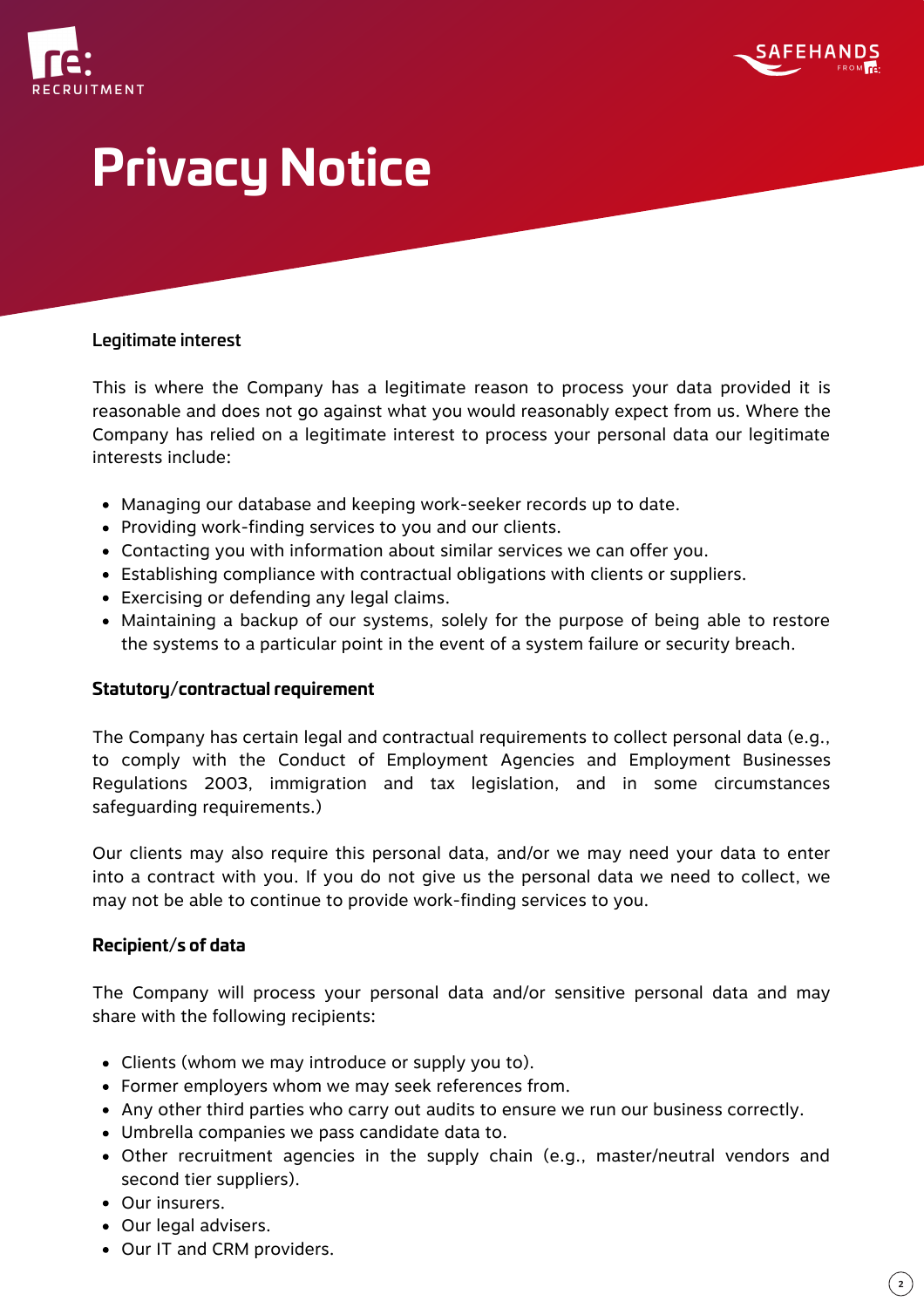# Privacy Notice

### Legitimate interest

This is where the Company has a legitimate reason to process your data provided it is reasonable and does not go against what you would reasonably expect from us. Where the Company has relied on a legitimate interest to process your personal data our legitimate interests include:

- Managing our database and keeping work-seeker records up to date.
- Providing work-finding services to you and our clients.
- Contacting you with information about similar services we can offer you.
- Establishing compliance with contractual obligations with clients or suppliers.
- Exercising or defending any legal claims.
- Maintaining a backup of our systems, solely for the purpose of being able to restore the systems to a particular point in the event of a system failure or security breach.

### Statutory/contractual requirement

The Company has certain legal and contractual requirements to collect personal data (e.g., to comply with the Conduct of Employment Agencies and Employment Businesses Regulations 2003, immigration and tax legislation, and in some circumstances safeguarding requirements.)

Our clients may also require this personal data, and/or we may need your data to enter into a contract with you. If you do not give us the personal data we need to collect, we may not be able to continue to provide work-finding services to you.

### Recipient/s of data

The Company will process your personal data and/or sensitive personal data and may share with the following recipients:

- Clients (whom we may introduce or supply you to).
- Former employers whom we may seek references from.
- Any other third parties who carry out audits to ensure we run our business correctly.
- Umbrella companies we pass candidate data to.
- Other recruitment agencies in the supply chain (e.g., master/neutral vendors and second tier suppliers).
- Our insurers.
- Our legal advisers.
- Our IT and CRM providers.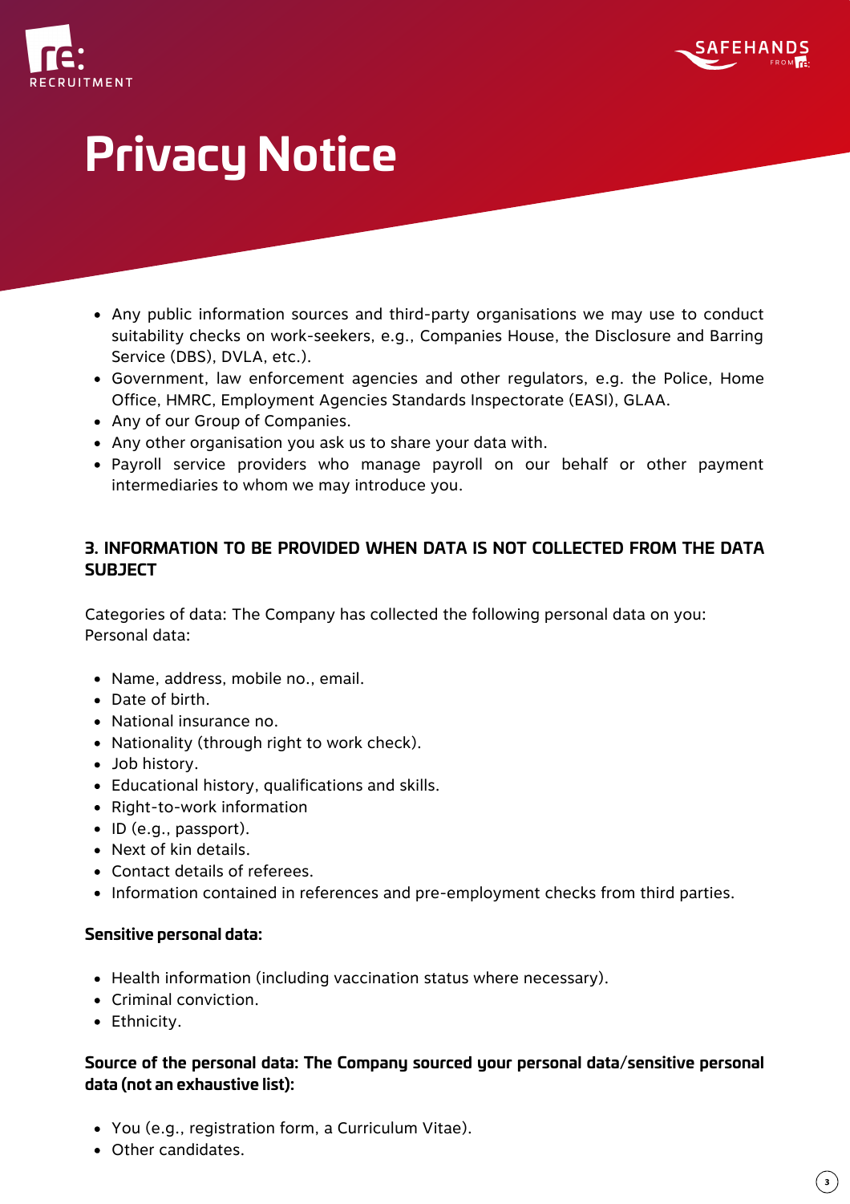# Privacy Notice

- Any public information sources and third-party organisations we may use to conduct suitability checks on work-seekers, e.g., Companies House, the Disclosure and Barring Service (DBS), DVLA, etc.).
- Government, law enforcement agencies and other regulators, e.g. the Police, Home Office, HMRC, Employment Agencies Standards Inspectorate (EASI), GLAA.
- Any of our Group of Companies.
- Any other organisation you ask us to share your data with.
- Payroll service providers who manage payroll on our behalf or other payment intermediaries to whom we may introduce you.

## 3. INFORMATION TO BE PROVIDED WHEN DATA IS NOT COLLECTED FROM THE DATA SUBJECT

Categories of data: The Company has collected the following personal data on you:
Personal data:

- Name, address, mobile no., email.
- Date of birth.
- National insurance no.
- Nationality (through right to work check).
- Job history.
- Educational history, qualifications and skills.
- Right-to-work information
- ID (e.g., passport).
- Next of kin details.
- Contact details of referees.
- Information contained in references and pre-employment checks from third parties.

**Sensitive personal data:**

- Health information (including vaccination status where necessary).
- Criminal conviction.
- Ethnicity.

**Source of the personal data: The Company sourced your personal data/sensitive personal data (not an exhaustive list):**

- You (e.g., registration form, a Curriculum Vitae).
- Other candidates.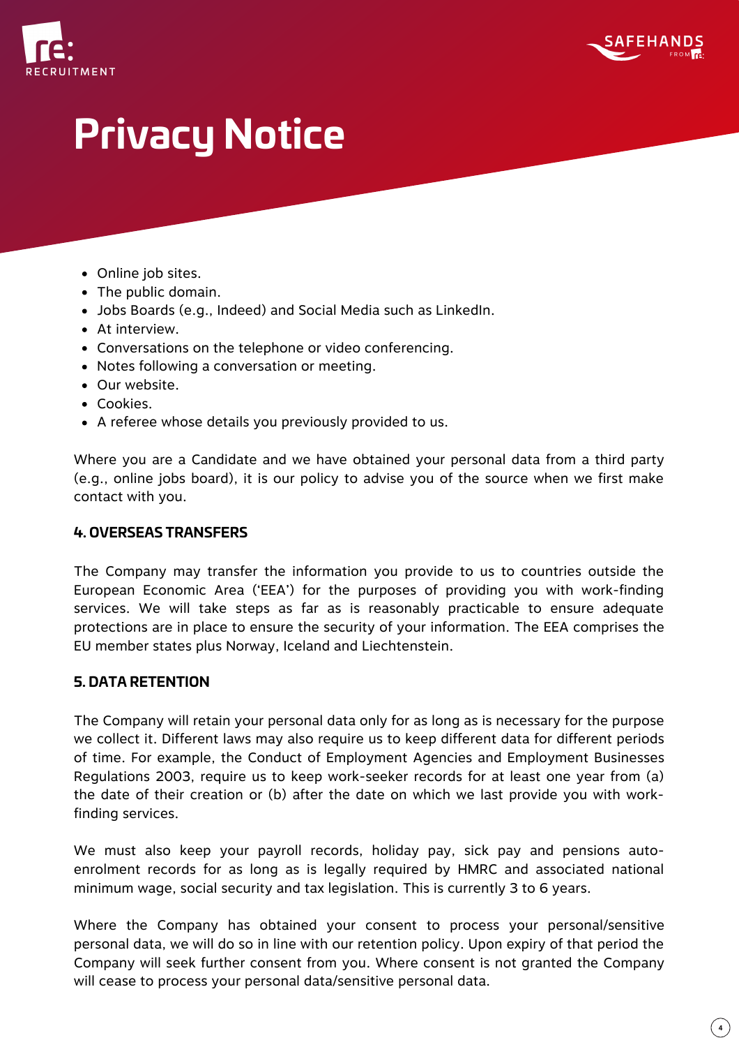# Privacy Notice

- Online job sites.
- The public domain.
- Jobs Boards (e.g., Indeed) and Social Media such as LinkedIn.
- At interview.
- Conversations on the telephone or video conferencing.
- Notes following a conversation or meeting.
- Our website.
- Cookies.
- A referee whose details you previously provided to us.

Where you are a Candidate and we have obtained your personal data from a third party (e.g., online jobs board), it is our policy to advise you of the source when we first make contact with you.

## 4. OVERSEAS TRANSFERS

The Company may transfer the information you provide to us to countries outside the European Economic Area ('EEA') for the purposes of providing you with work-finding services. We will take steps as far as is reasonably practicable to ensure adequate protections are in place to ensure the security of your information. The EEA comprises the EU member states plus Norway, Iceland and Liechtenstein.

## 5. DATA RETENTION

The Company will retain your personal data only for as long as is necessary for the purpose we collect it. Different laws may also require us to keep different data for different periods of time. For example, the Conduct of Employment Agencies and Employment Businesses Regulations 2003, require us to keep work-seeker records for at least one year from (a) the date of their creation or (b) after the date on which we last provide you with work-finding services.

We must also keep your payroll records, holiday pay, sick pay and pensions auto-enrolment records for as long as is legally required by HMRC and associated national minimum wage, social security and tax legislation. This is currently 3 to 6 years.

Where the Company has obtained your consent to process your personal/sensitive personal data, we will do so in line with our retention policy. Upon expiry of that period the Company will seek further consent from you. Where consent is not granted the Company will cease to process your personal data/sensitive personal data.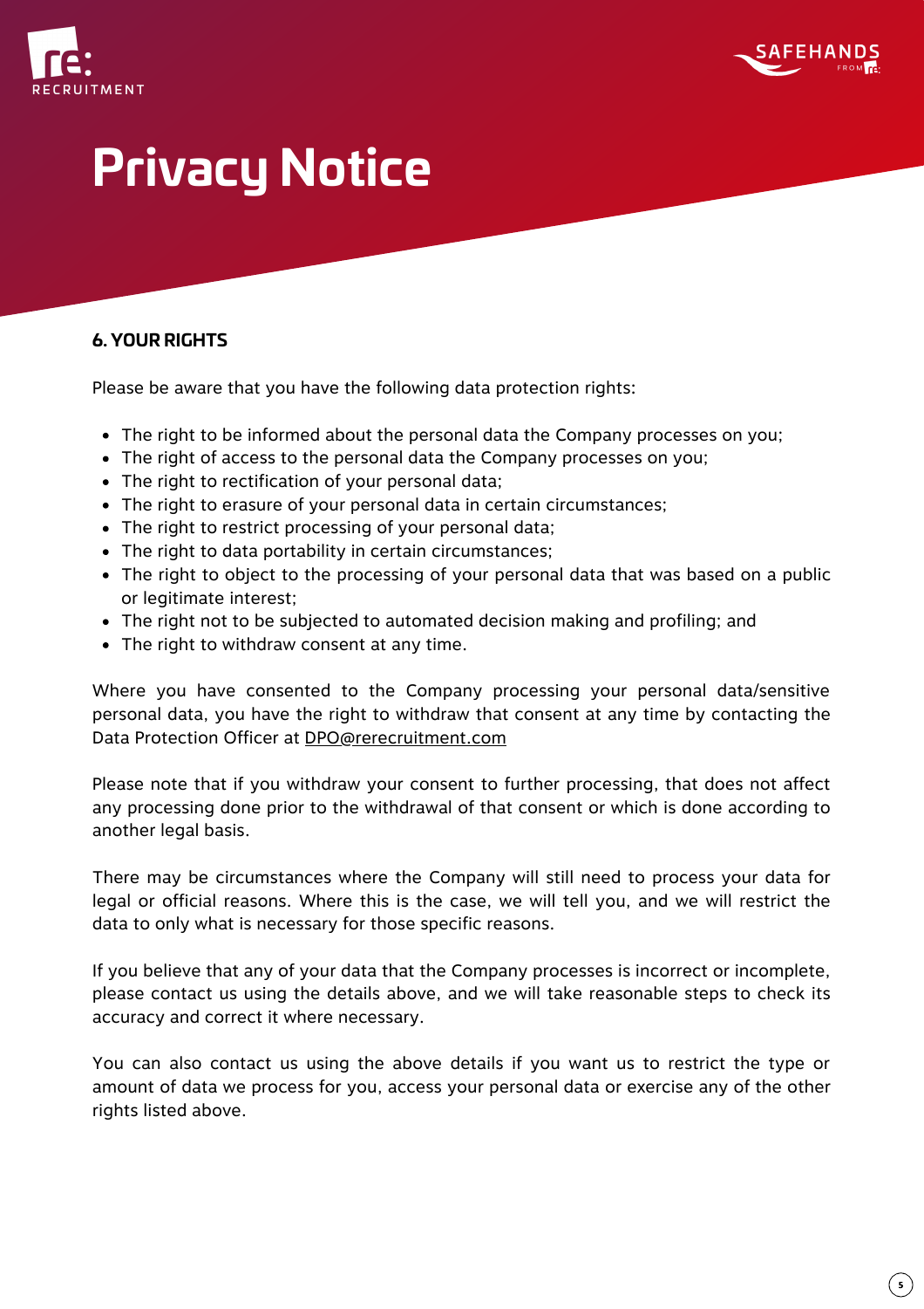# Privacy Notice

## 6. YOUR RIGHTS

Please be aware that you have the following data protection rights:

- The right to be informed about the personal data the Company processes on you;
- The right of access to the personal data the Company processes on you;
- The right to rectification of your personal data;
- The right to erasure of your personal data in certain circumstances;
- The right to restrict processing of your personal data;
- The right to data portability in certain circumstances;
- The right to object to the processing of your personal data that was based on a public or legitimate interest;
- The right not to be subjected to automated decision making and profiling; and
- The right to withdraw consent at any time.

Where you have consented to the Company processing your personal data/sensitive personal data, you have the right to withdraw that consent at any time by contacting the Data Protection Officer at DPO@rerecruitment.com

Please note that if you withdraw your consent to further processing, that does not affect any processing done prior to the withdrawal of that consent or which is done according to another legal basis.

There may be circumstances where the Company will still need to process your data for legal or official reasons. Where this is the case, we will tell you, and we will restrict the data to only what is necessary for those specific reasons.

If you believe that any of your data that the Company processes is incorrect or incomplete, please contact us using the details above, and we will take reasonable steps to check its accuracy and correct it where necessary.

You can also contact us using the above details if you want us to restrict the type or amount of data we process for you, access your personal data or exercise any of the other rights listed above.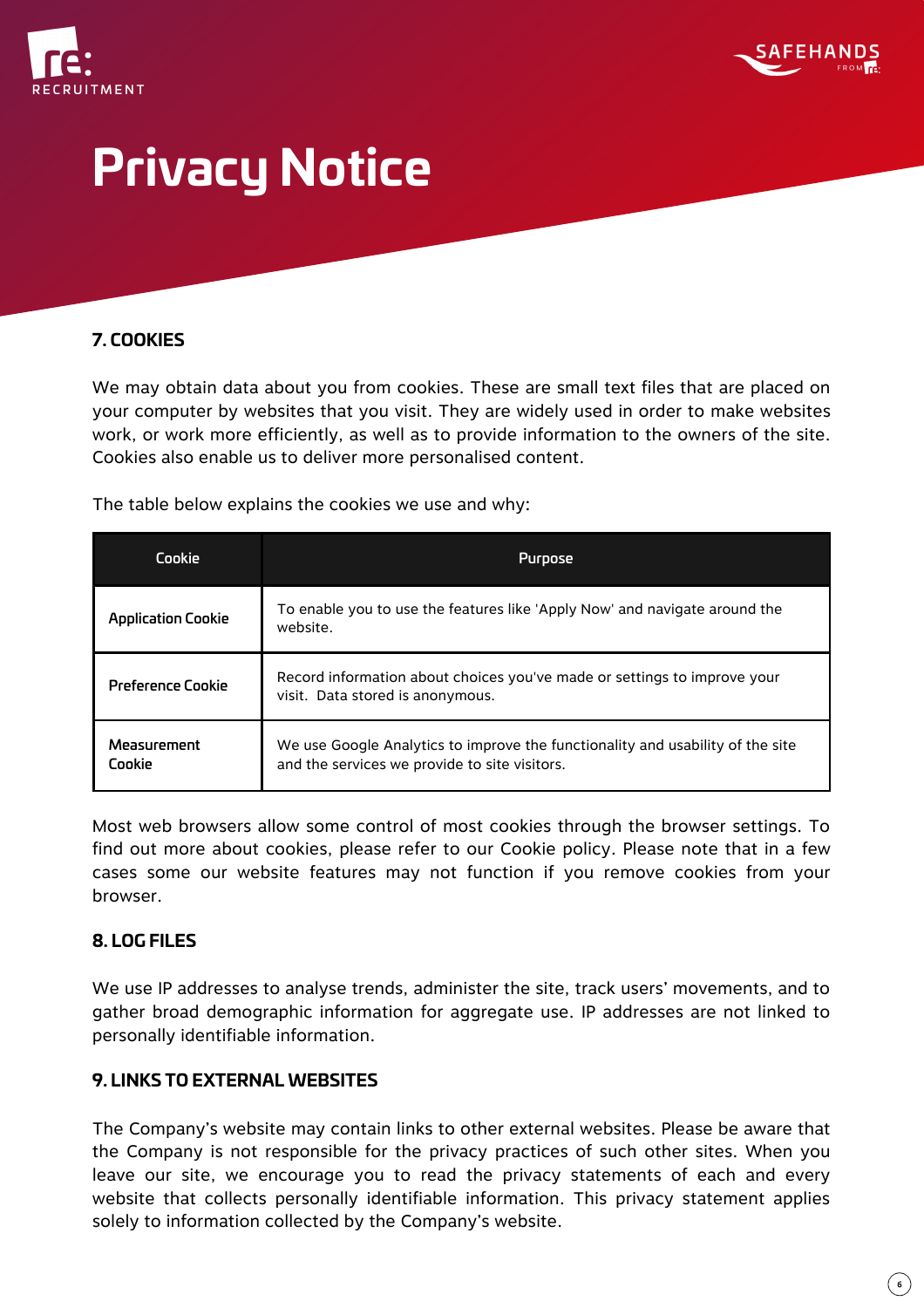# Privacy Notice

## 7. COOKIES

We may obtain data about you from cookies. These are small text files that are placed on your computer by websites that you visit. They are widely used in order to make websites work, or work more efficiently, as well as to provide information to the owners of the site. Cookies also enable us to deliver more personalised content.

The table below explains the cookies we use and why:

| Cookie | Purpose |
|---|---|
| **Application Cookie** | To enable you to use the features like 'Apply Now' and navigate around the website. |
| **Preference Cookie** | Record information about choices you've made or settings to improve your visit. Data stored is anonymous. |
| **Measurement Cookie** | We use Google Analytics to improve the functionality and usability of the site and the services we provide to site visitors. |

Most web browsers allow some control of most cookies through the browser settings. To find out more about cookies, please refer to our Cookie policy. Please note that in a few cases some our website features may not function if you remove cookies from your browser.

## 8. LOG FILES

We use IP addresses to analyse trends, administer the site, track users' movements, and to gather broad demographic information for aggregate use. IP addresses are not linked to personally identifiable information.

## 9. LINKS TO EXTERNAL WEBSITES

The Company's website may contain links to other external websites. Please be aware that the Company is not responsible for the privacy practices of such other sites. When you leave our site, we encourage you to read the privacy statements of each and every website that collects personally identifiable information. This privacy statement applies solely to information collected by the Company's website.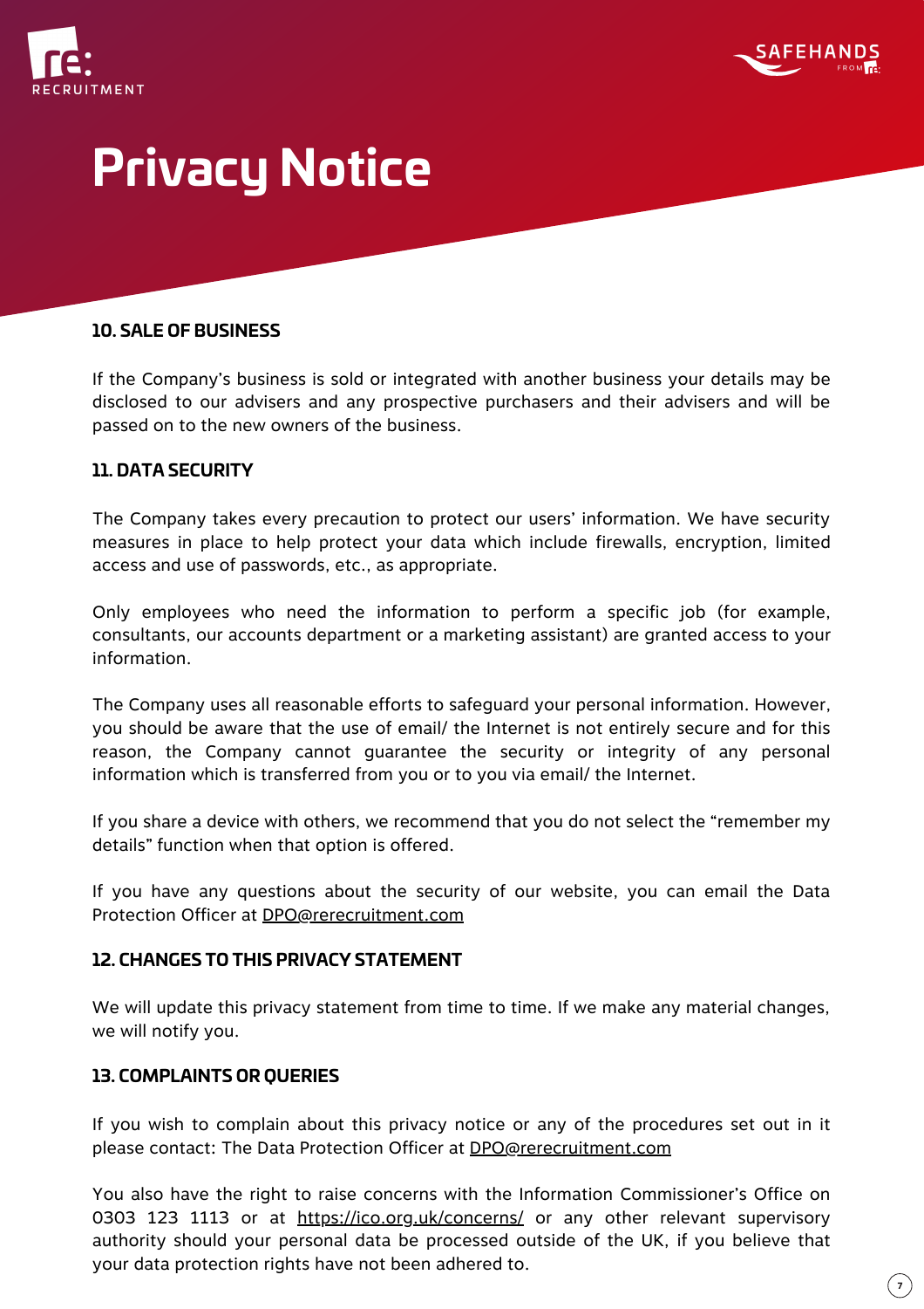# Privacy Notice

## 10. SALE OF BUSINESS

If the Company's business is sold or integrated with another business your details may be disclosed to our advisers and any prospective purchasers and their advisers and will be passed on to the new owners of the business.

## 11. DATA SECURITY

The Company takes every precaution to protect our users' information. We have security measures in place to help protect your data which include firewalls, encryption, limited access and use of passwords, etc., as appropriate.

Only employees who need the information to perform a specific job (for example, consultants, our accounts department or a marketing assistant) are granted access to your information.

The Company uses all reasonable efforts to safeguard your personal information. However, you should be aware that the use of email/ the Internet is not entirely secure and for this reason, the Company cannot guarantee the security or integrity of any personal information which is transferred from you or to you via email/ the Internet.

If you share a device with others, we recommend that you do not select the "remember my details" function when that option is offered.

If you have any questions about the security of our website, you can email the Data Protection Officer at DPO@rerecruitment.com

## 12. CHANGES TO THIS PRIVACY STATEMENT

We will update this privacy statement from time to time. If we make any material changes, we will notify you.

## 13. COMPLAINTS OR QUERIES

If you wish to complain about this privacy notice or any of the procedures set out in it please contact: The Data Protection Officer at DPO@rerecruitment.com

You also have the right to raise concerns with the Information Commissioner's Office on 0303 123 1113 or at https://ico.org.uk/concerns/ or any other relevant supervisory authority should your personal data be processed outside of the UK, if you believe that your data protection rights have not been adhered to.